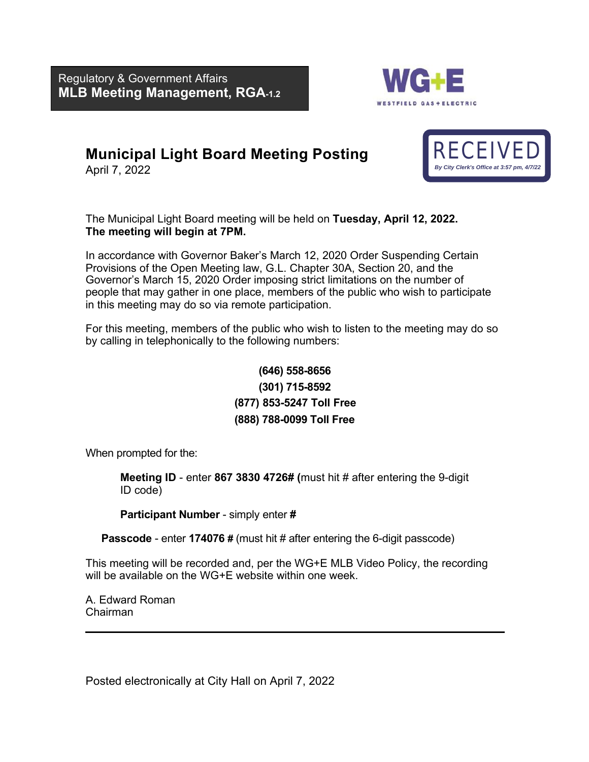Regulatory & Government Affairs
**MLB Meeting Management, RGA-1.2**

WG+E
WESTFIELD GAS + ELECTRIC

# Municipal Light Board Meeting Posting

April 7, 2022

RECEIVED
*By City Clerk's Office at 3:57 pm, 4/7/22*

The Municipal Light Board meeting will be held on **Tuesday, April 12, 2022. The meeting will begin at 7PM.**

In accordance with Governor Baker's March 12, 2020 Order Suspending Certain Provisions of the Open Meeting law, G.L. Chapter 30A, Section 20, and the Governor's March 15, 2020 Order imposing strict limitations on the number of people that may gather in one place, members of the public who wish to participate in this meeting may do so via remote participation.

For this meeting, members of the public who wish to listen to the meeting may do so by calling in telephonically to the following numbers:

**(646) 558-8656**
**(301) 715-8592**
**(877) 853-5247 Toll Free**
**(888) 788-0099 Toll Free**

When prompted for the:

**Meeting ID** - enter **867 3830 4726# (**must hit # after entering the 9-digit ID code)

**Participant Number** - simply enter **#**

**Passcode** - enter **174076 #** (must hit # after entering the 6-digit passcode)

This meeting will be recorded and, per the WG+E MLB Video Policy, the recording will be available on the WG+E website within one week.

A. Edward Roman
Chairman

---

Posted electronically at City Hall on April 7, 2022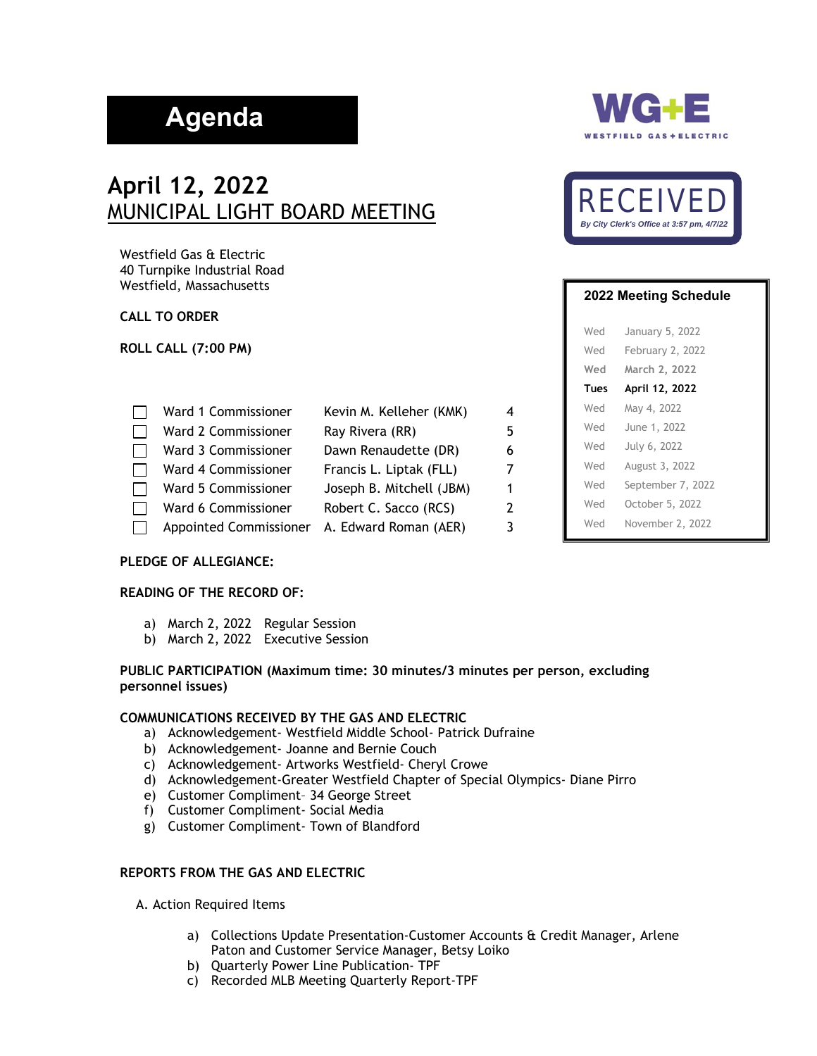# Agenda

**WG+E**
WESTFIELD GAS + ELECTRIC

RECEIVED
*By City Clerk's Office at 3:57 pm, 4/7/22*

## April 12, 2022
## MUNICIPAL LIGHT BOARD MEETING

Westfield Gas & Electric
40 Turnpike Industrial Road
Westfield, Massachusetts

**CALL TO ORDER**

**ROLL CALL (7:00 PM)**

| | | | |
|---|---|---|---|
| ☐ | Ward 1 Commissioner | Kevin M. Kelleher (KMK) | 4 |
| ☐ | Ward 2 Commissioner | Ray Rivera (RR) | 5 |
| ☐ | Ward 3 Commissioner | Dawn Renaudette (DR) | 6 |
| ☐ | Ward 4 Commissioner | Francis L. Liptak (FLL) | 7 |
| ☐ | Ward 5 Commissioner | Joseph B. Mitchell (JBM) | 1 |
| ☐ | Ward 6 Commissioner | Robert C. Sacco (RCS) | 2 |
| ☐ | Appointed Commissioner | A. Edward Roman (AER) | 3 |

**2022 Meeting Schedule**

| | |
|---|---|
| Wed | January 5, 2022 |
| Wed | February 2, 2022 |
| Wed | March 2, 2022 |
| **Tues** | **April 12, 2022** |
| Wed | May 4, 2022 |
| Wed | June 1, 2022 |
| Wed | July 6, 2022 |
| Wed | August 3, 2022 |
| Wed | September 7, 2022 |
| Wed | October 5, 2022 |
| Wed | November 2, 2022 |

**PLEDGE OF ALLEGIANCE:**

**READING OF THE RECORD OF:**

a) March 2, 2022 Regular Session
b) March 2, 2022 Executive Session

**PUBLIC PARTICIPATION (Maximum time: 30 minutes/3 minutes per person, excluding personnel issues)**

**COMMUNICATIONS RECEIVED BY THE GAS AND ELECTRIC**

a) Acknowledgement- Westfield Middle School- Patrick Dufraine
b) Acknowledgement- Joanne and Bernie Couch
c) Acknowledgement- Artworks Westfield- Cheryl Crowe
d) Acknowledgement-Greater Westfield Chapter of Special Olympics- Diane Pirro
e) Customer Compliment– 34 George Street
f) Customer Compliment- Social Media
g) Customer Compliment- Town of Blandford

**REPORTS FROM THE GAS AND ELECTRIC**

A. Action Required Items

a) Collections Update Presentation-Customer Accounts & Credit Manager, Arlene Paton and Customer Service Manager, Betsy Loiko
b) Quarterly Power Line Publication- TPF
c) Recorded MLB Meeting Quarterly Report-TPF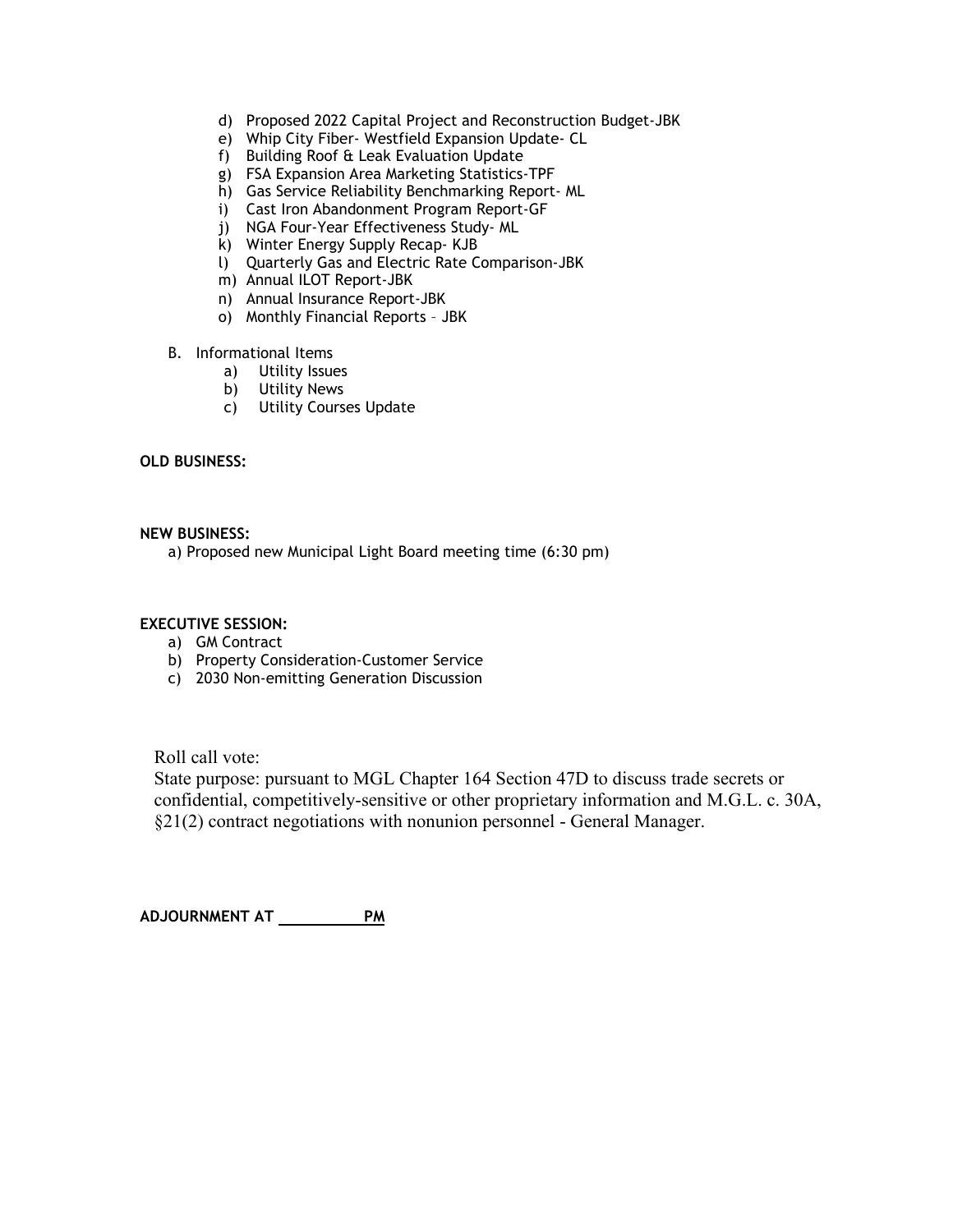d) Proposed 2022 Capital Project and Reconstruction Budget-JBK
e) Whip City Fiber- Westfield Expansion Update- CL
f) Building Roof & Leak Evaluation Update
g) FSA Expansion Area Marketing Statistics-TPF
h) Gas Service Reliability Benchmarking Report- ML
i) Cast Iron Abandonment Program Report-GF
j) NGA Four-Year Effectiveness Study- ML
k) Winter Energy Supply Recap- KJB
l) Quarterly Gas and Electric Rate Comparison-JBK
m) Annual ILOT Report-JBK
n) Annual Insurance Report-JBK
o) Monthly Financial Reports – JBK

B. Informational Items
   a) Utility Issues
   b) Utility News
   c) Utility Courses Update

**OLD BUSINESS:**

**NEW BUSINESS:**

a) Proposed new Municipal Light Board meeting time (6:30 pm)

**EXECUTIVE SESSION:**

a) GM Contract
b) Property Consideration-Customer Service
c) 2030 Non-emitting Generation Discussion

Roll call vote:
State purpose: pursuant to MGL Chapter 164 Section 47D to discuss trade secrets or confidential, competitively-sensitive or other proprietary information and M.G.L. c. 30A, §21(2) contract negotiations with nonunion personnel - General Manager.

**ADJOURNMENT AT \_\_\_\_\_\_\_\_\_\_ PM**